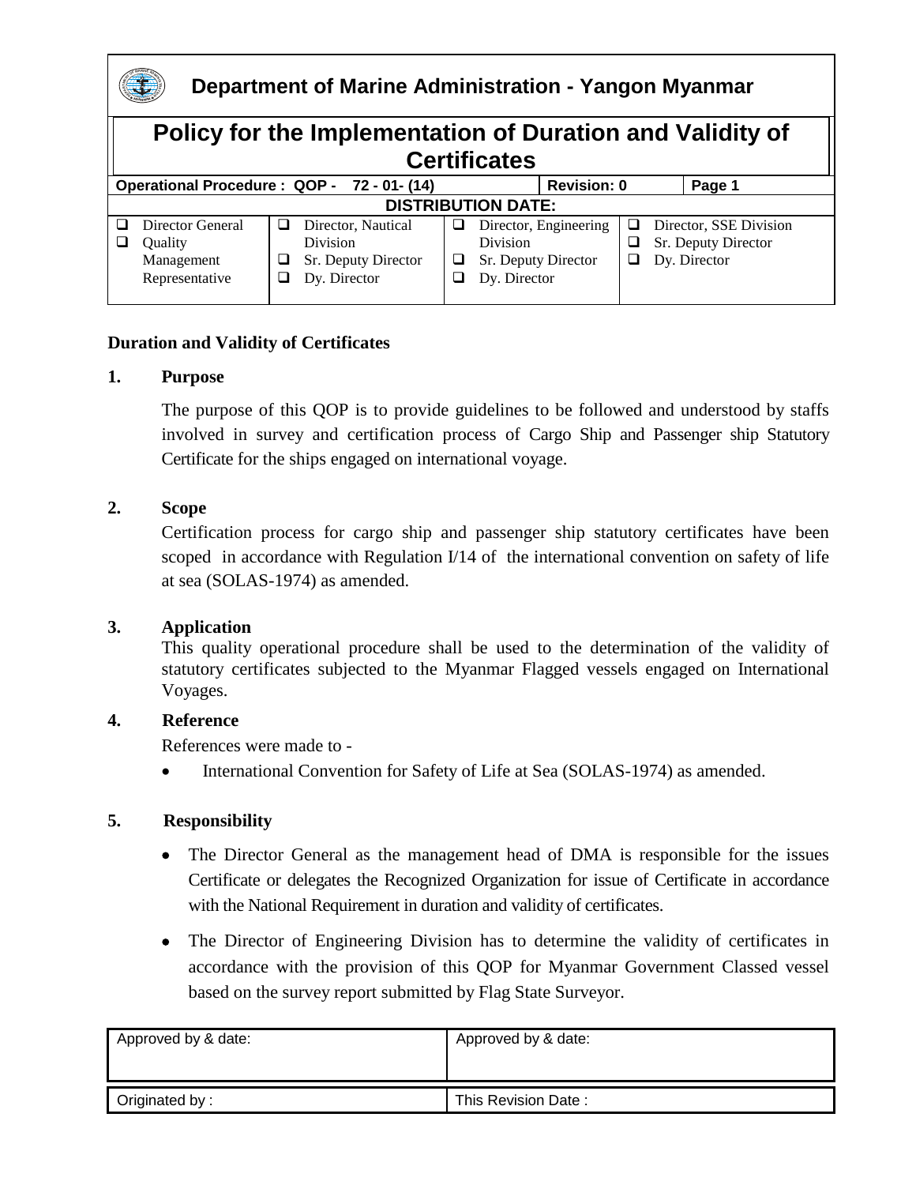# Department of Marine Administration - Yangon Myanmar

## Policy for the Implementation of Duration and Validity of Certificates

| Operational Procedure : QOP - 72 - 01- (14) | Revision: 0 | Page 1 |
|---|---|---|

**DISTRIBUTION DATE:**

| | | | |
|---|---|---|---|
| ❑ Director General<br>❑ Quality Management Representative | ❑ Director, Nautical Division<br>❑ Sr. Deputy Director<br>❑ Dy. Director | ❑ Director, Engineering Division<br>❑ Sr. Deputy Director<br>❑ Dy. Director | ❑ Director, SSE Division<br>❑ Sr. Deputy Director<br>❑ Dy. Director |

**Duration and Validity of Certificates**

**1. Purpose**

The purpose of this QOP is to provide guidelines to be followed and understood by staffs involved in survey and certification process of Cargo Ship and Passenger ship Statutory Certificate for the ships engaged on international voyage.

**2. Scope**

Certification process for cargo ship and passenger ship statutory certificates have been scoped in accordance with Regulation I/14 of the international convention on safety of life at sea (SOLAS-1974) as amended.

**3. Application**

This quality operational procedure shall be used to the determination of the validity of statutory certificates subjected to the Myanmar Flagged vessels engaged on International Voyages.

**4. Reference**

References were made to -

- International Convention for Safety of Life at Sea (SOLAS-1974) as amended.

**5. Responsibility**

- The Director General as the management head of DMA is responsible for the issues Certificate or delegates the Recognized Organization for issue of Certificate in accordance with the National Requirement in duration and validity of certificates.
- The Director of Engineering Division has to determine the validity of certificates in accordance with the provision of this QOP for Myanmar Government Classed vessel based on the survey report submitted by Flag State Surveyor.

| Approved by & date: | Approved by & date: |
|---|---|
| Originated by : | This Revision Date : |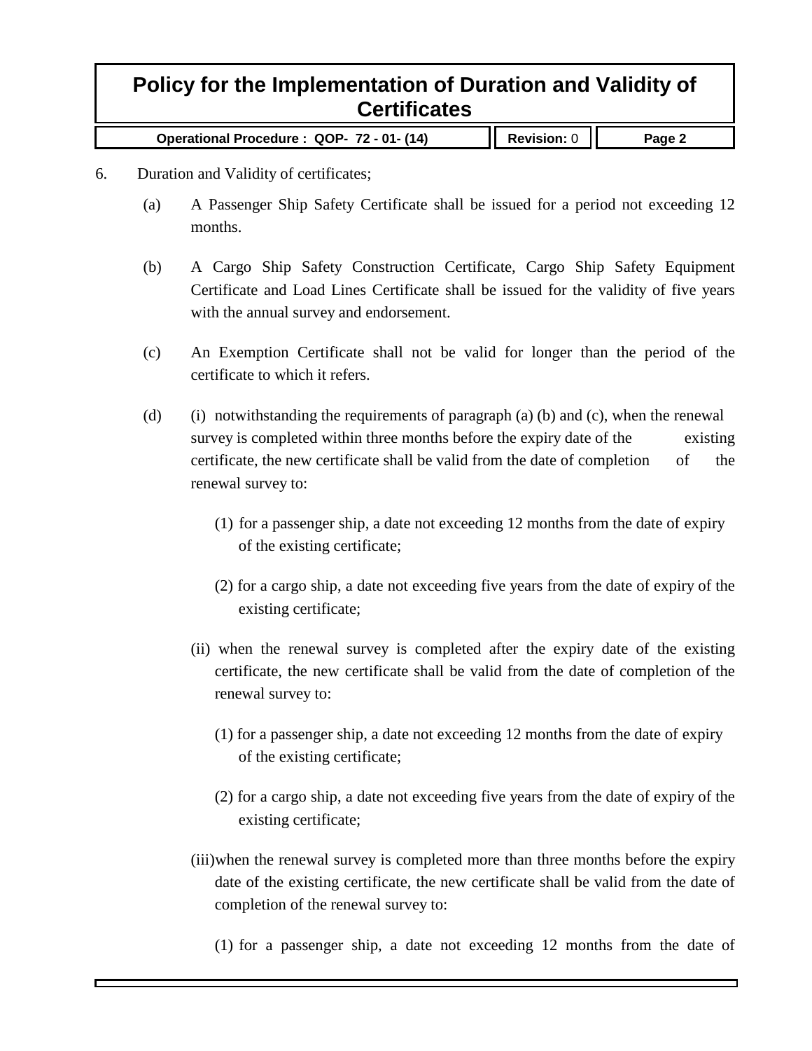6. Duration and Validity of certificates;

   (a) A Passenger Ship Safety Certificate shall be issued for a period not exceeding 12 months.

   (b) A Cargo Ship Safety Construction Certificate, Cargo Ship Safety Equipment Certificate and Load Lines Certificate shall be issued for the validity of five years with the annual survey and endorsement.

   (c) An Exemption Certificate shall not be valid for longer than the period of the certificate to which it refers.

   (d) (i) notwithstanding the requirements of paragraph (a) (b) and (c), when the renewal survey is completed within three months before the expiry date of the existing certificate, the new certificate shall be valid from the date of completion of the renewal survey to:

      (1) for a passenger ship, a date not exceeding 12 months from the date of expiry of the existing certificate;

      (2) for a cargo ship, a date not exceeding five years from the date of expiry of the existing certificate;

   (ii) when the renewal survey is completed after the expiry date of the existing certificate, the new certificate shall be valid from the date of completion of the renewal survey to:

      (1) for a passenger ship, a date not exceeding 12 months from the date of expiry of the existing certificate;

      (2) for a cargo ship, a date not exceeding five years from the date of expiry of the existing certificate;

   (iii) when the renewal survey is completed more than three months before the expiry date of the existing certificate, the new certificate shall be valid from the date of completion of the renewal survey to:

      (1) for a passenger ship, a date not exceeding 12 months from the date of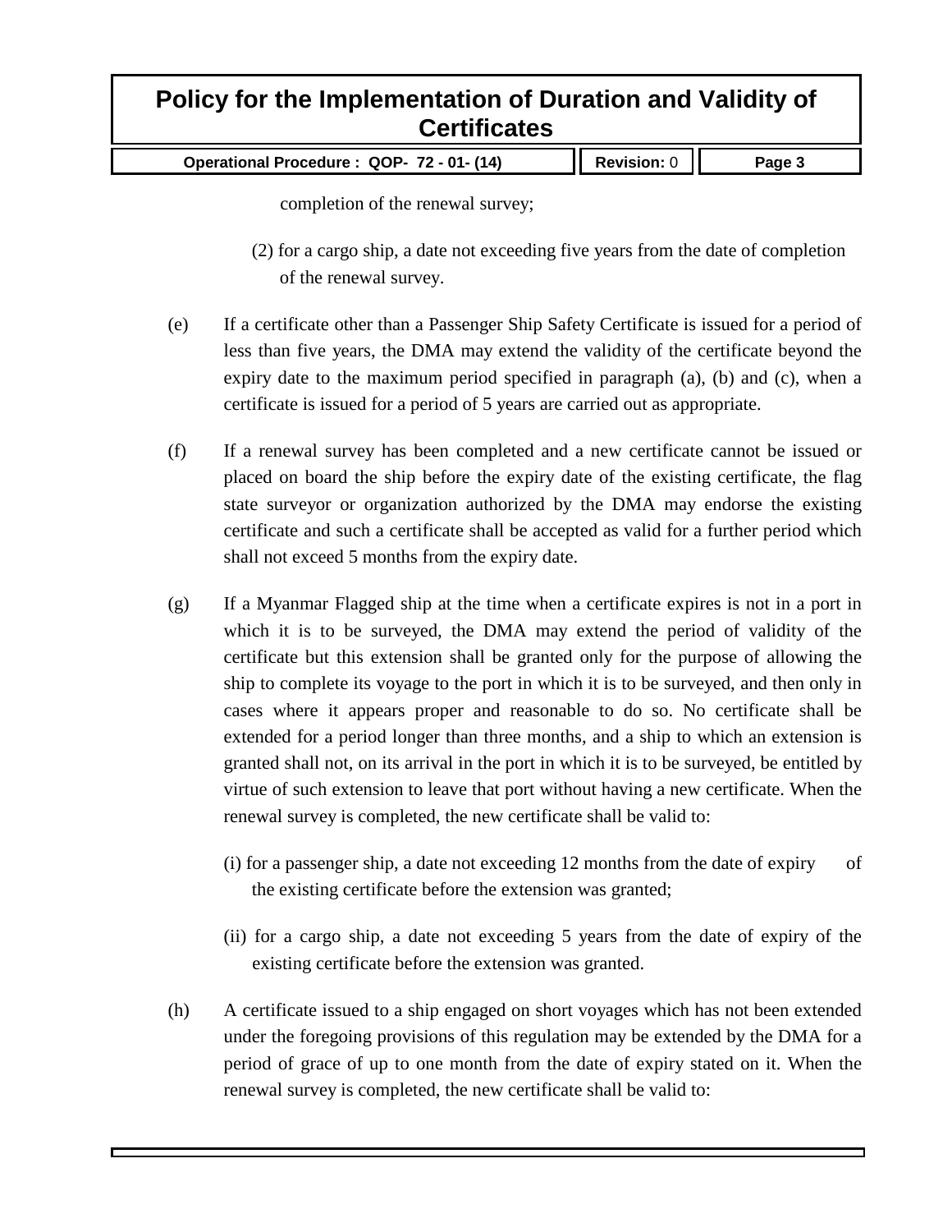completion of the renewal survey;

(2) for a cargo ship, a date not exceeding five years from the date of completion of the renewal survey.

(e) If a certificate other than a Passenger Ship Safety Certificate is issued for a period of less than five years, the DMA may extend the validity of the certificate beyond the expiry date to the maximum period specified in paragraph (a), (b) and (c), when a certificate is issued for a period of 5 years are carried out as appropriate.

(f) If a renewal survey has been completed and a new certificate cannot be issued or placed on board the ship before the expiry date of the existing certificate, the flag state surveyor or organization authorized by the DMA may endorse the existing certificate and such a certificate shall be accepted as valid for a further period which shall not exceed 5 months from the expiry date.

(g) If a Myanmar Flagged ship at the time when a certificate expires is not in a port in which it is to be surveyed, the DMA may extend the period of validity of the certificate but this extension shall be granted only for the purpose of allowing the ship to complete its voyage to the port in which it is to be surveyed, and then only in cases where it appears proper and reasonable to do so. No certificate shall be extended for a period longer than three months, and a ship to which an extension is granted shall not, on its arrival in the port in which it is to be surveyed, be entitled by virtue of such extension to leave that port without having a new certificate. When the renewal survey is completed, the new certificate shall be valid to:

(i) for a passenger ship, a date not exceeding 12 months from the date of expiry of the existing certificate before the extension was granted;

(ii) for a cargo ship, a date not exceeding 5 years from the date of expiry of the existing certificate before the extension was granted.

(h) A certificate issued to a ship engaged on short voyages which has not been extended under the foregoing provisions of this regulation may be extended by the DMA for a period of grace of up to one month from the date of expiry stated on it. When the renewal survey is completed, the new certificate shall be valid to: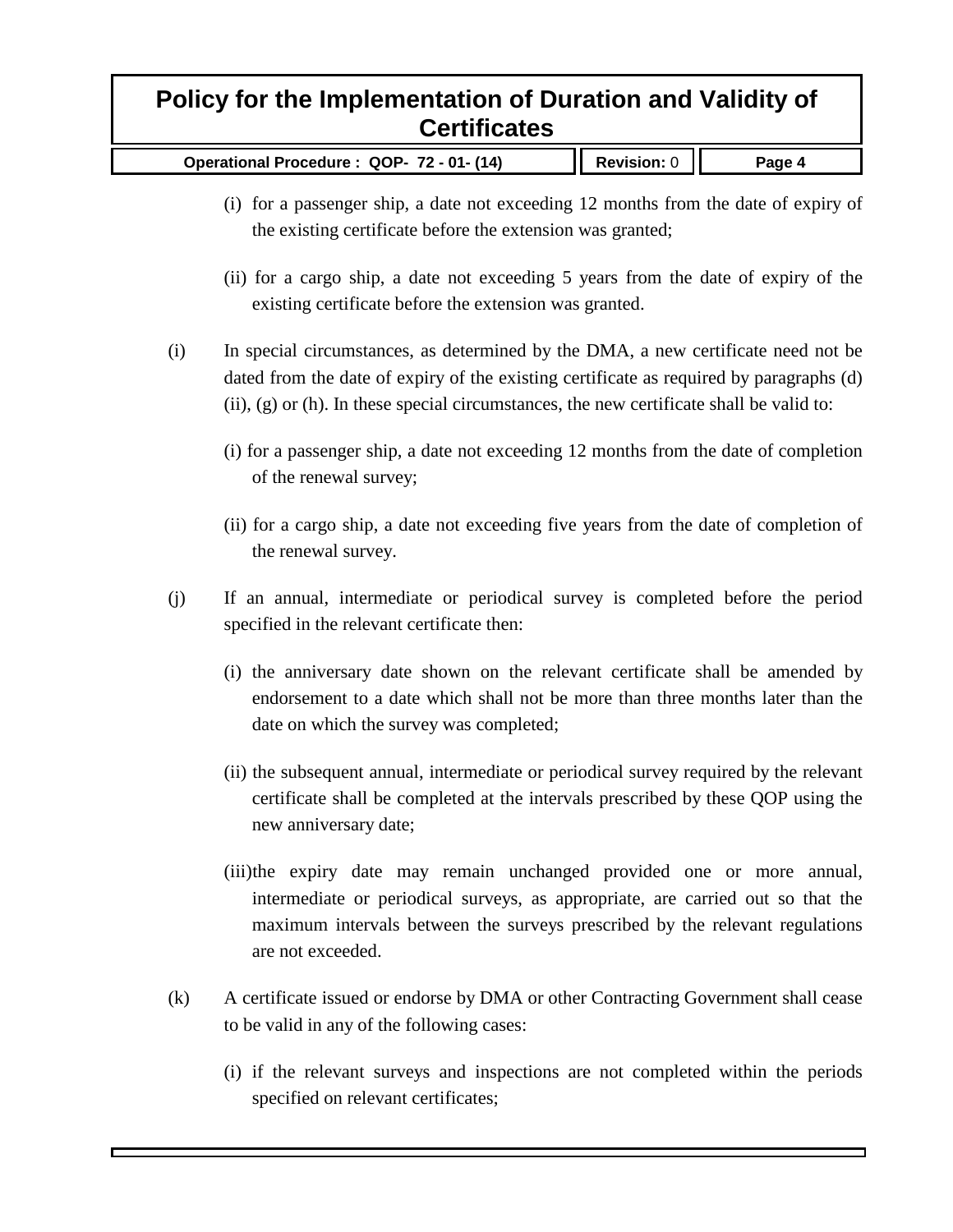(i) for a passenger ship, a date not exceeding 12 months from the date of expiry of the existing certificate before the extension was granted;

(ii) for a cargo ship, a date not exceeding 5 years from the date of expiry of the existing certificate before the extension was granted.

(i) In special circumstances, as determined by the DMA, a new certificate need not be dated from the date of expiry of the existing certificate as required by paragraphs (d) (ii), (g) or (h). In these special circumstances, the new certificate shall be valid to:

(i) for a passenger ship, a date not exceeding 12 months from the date of completion of the renewal survey;

(ii) for a cargo ship, a date not exceeding five years from the date of completion of the renewal survey.

(j) If an annual, intermediate or periodical survey is completed before the period specified in the relevant certificate then:

(i) the anniversary date shown on the relevant certificate shall be amended by endorsement to a date which shall not be more than three months later than the date on which the survey was completed;

(ii) the subsequent annual, intermediate or periodical survey required by the relevant certificate shall be completed at the intervals prescribed by these QOP using the new anniversary date;

(iii) the expiry date may remain unchanged provided one or more annual, intermediate or periodical surveys, as appropriate, are carried out so that the maximum intervals between the surveys prescribed by the relevant regulations are not exceeded.

(k) A certificate issued or endorse by DMA or other Contracting Government shall cease to be valid in any of the following cases:

(i) if the relevant surveys and inspections are not completed within the periods specified on relevant certificates;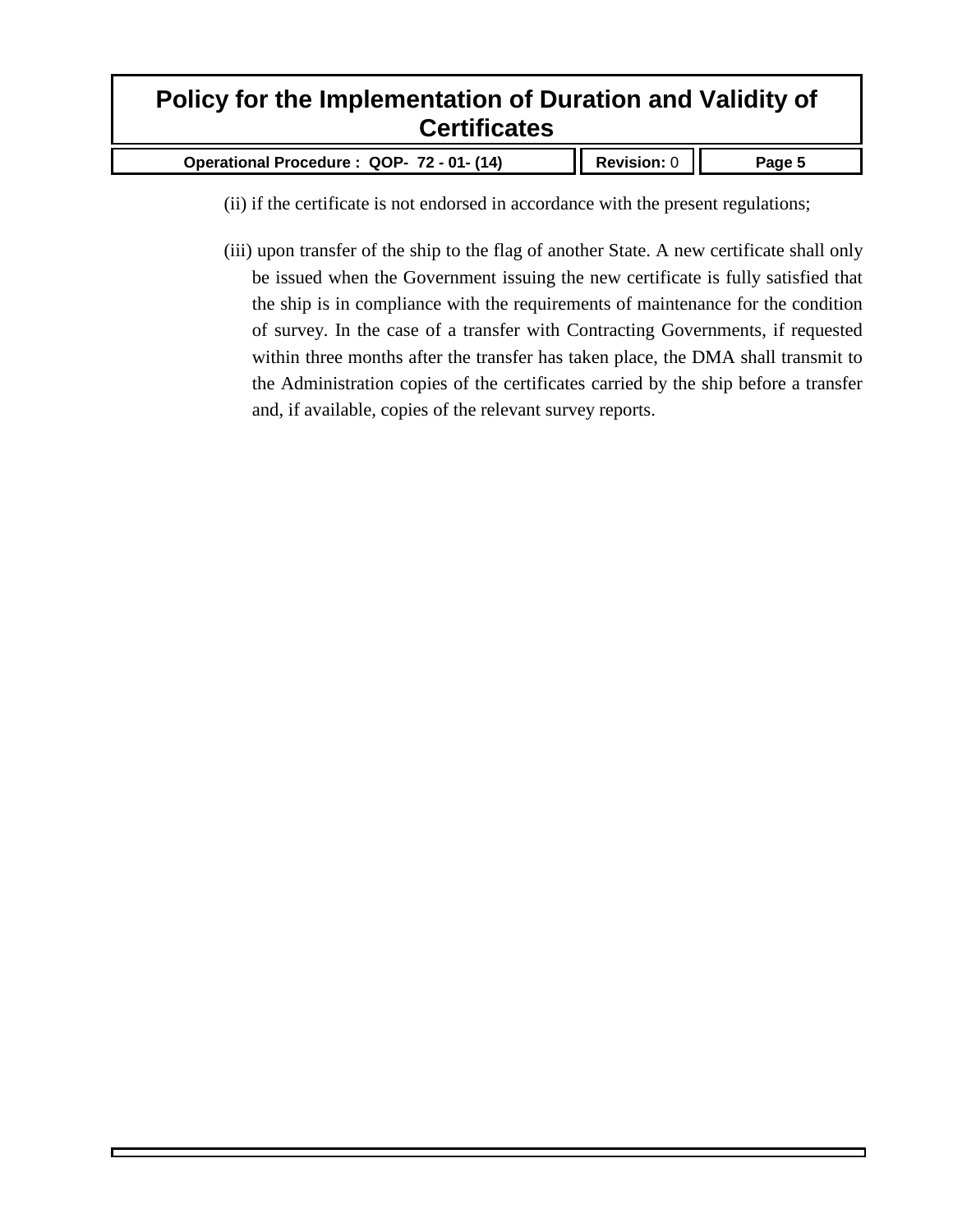(ii) if the certificate is not endorsed in accordance with the present regulations;

(iii) upon transfer of the ship to the flag of another State. A new certificate shall only be issued when the Government issuing the new certificate is fully satisfied that the ship is in compliance with the requirements of maintenance for the condition of survey. In the case of a transfer with Contracting Governments, if requested within three months after the transfer has taken place, the DMA shall transmit to the Administration copies of the certificates carried by the ship before a transfer and, if available, copies of the relevant survey reports.